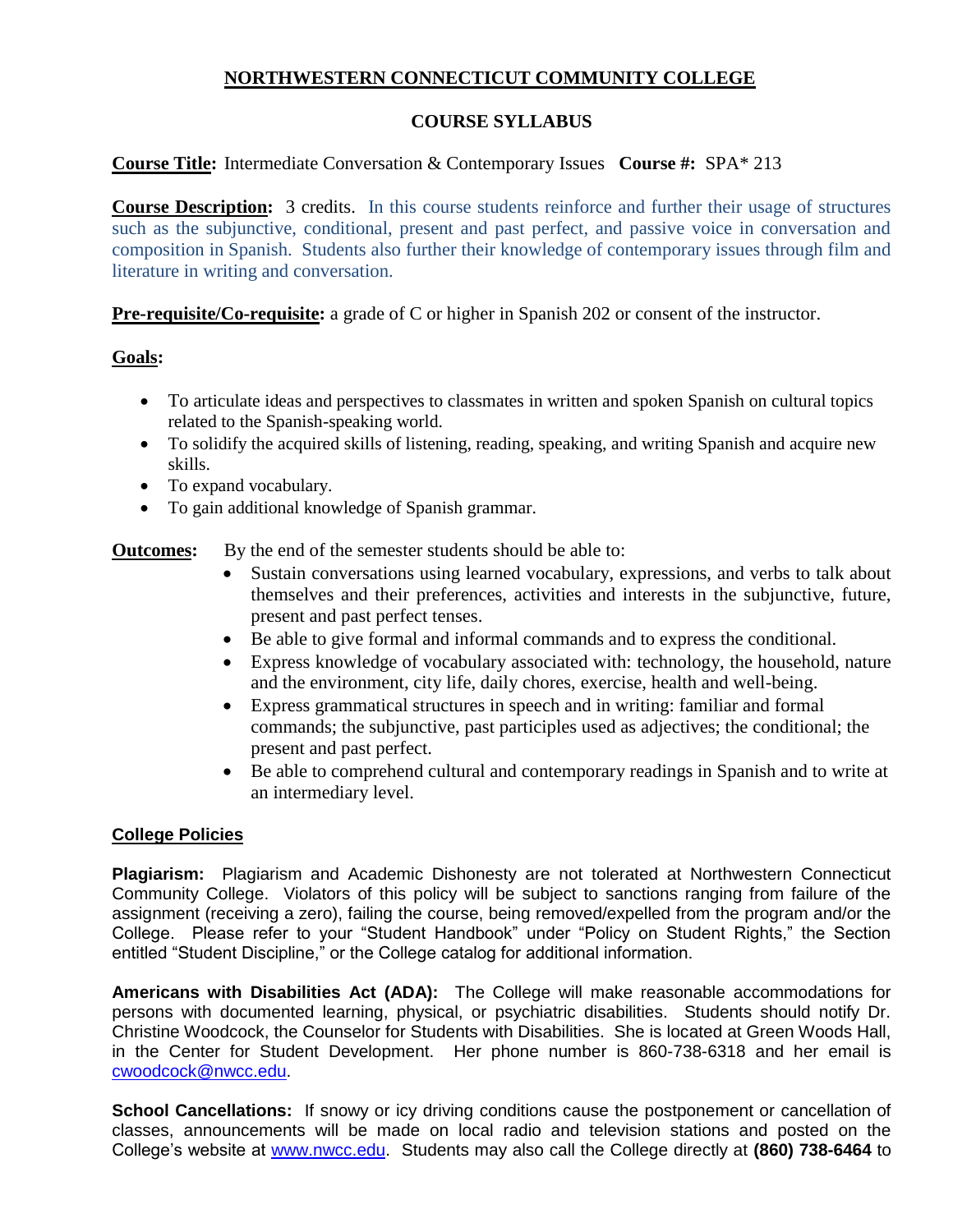# NORTHWESTERN CONNECTICUT COMMUNITY COLLEGE

## COURSE SYLLABUS

**Course Title:** Intermediate Conversation & Contemporary Issues **Course #:** SPA* 213

**Course Description:** 3 credits. In this course students reinforce and further their usage of structures such as the subjunctive, conditional, present and past perfect, and passive voice in conversation and composition in Spanish. Students also further their knowledge of contemporary issues through film and literature in writing and conversation.

**Pre-requisite/Co-requisite:** a grade of C or higher in Spanish 202 or consent of the instructor.

**Goals:**

- To articulate ideas and perspectives to classmates in written and spoken Spanish on cultural topics related to the Spanish-speaking world.
- To solidify the acquired skills of listening, reading, speaking, and writing Spanish and acquire new skills.
- To expand vocabulary.
- To gain additional knowledge of Spanish grammar.

**Outcomes:** By the end of the semester students should be able to:

- Sustain conversations using learned vocabulary, expressions, and verbs to talk about themselves and their preferences, activities and interests in the subjunctive, future, present and past perfect tenses.
- Be able to give formal and informal commands and to express the conditional.
- Express knowledge of vocabulary associated with: technology, the household, nature and the environment, city life, daily chores, exercise, health and well-being.
- Express grammatical structures in speech and in writing: familiar and formal commands; the subjunctive, past participles used as adjectives; the conditional; the present and past perfect.
- Be able to comprehend cultural and contemporary readings in Spanish and to write at an intermediary level.

## College Policies

**Plagiarism:** Plagiarism and Academic Dishonesty are not tolerated at Northwestern Connecticut Community College. Violators of this policy will be subject to sanctions ranging from failure of the assignment (receiving a zero), failing the course, being removed/expelled from the program and/or the College. Please refer to your "Student Handbook" under "Policy on Student Rights," the Section entitled "Student Discipline," or the College catalog for additional information.

**Americans with Disabilities Act (ADA):** The College will make reasonable accommodations for persons with documented learning, physical, or psychiatric disabilities. Students should notify Dr. Christine Woodcock, the Counselor for Students with Disabilities. She is located at Green Woods Hall, in the Center for Student Development. Her phone number is 860-738-6318 and her email is cwoodcock@nwcc.edu.

**School Cancellations:** If snowy or icy driving conditions cause the postponement or cancellation of classes, announcements will be made on local radio and television stations and posted on the College's website at www.nwcc.edu. Students may also call the College directly at **(860) 738-6464** to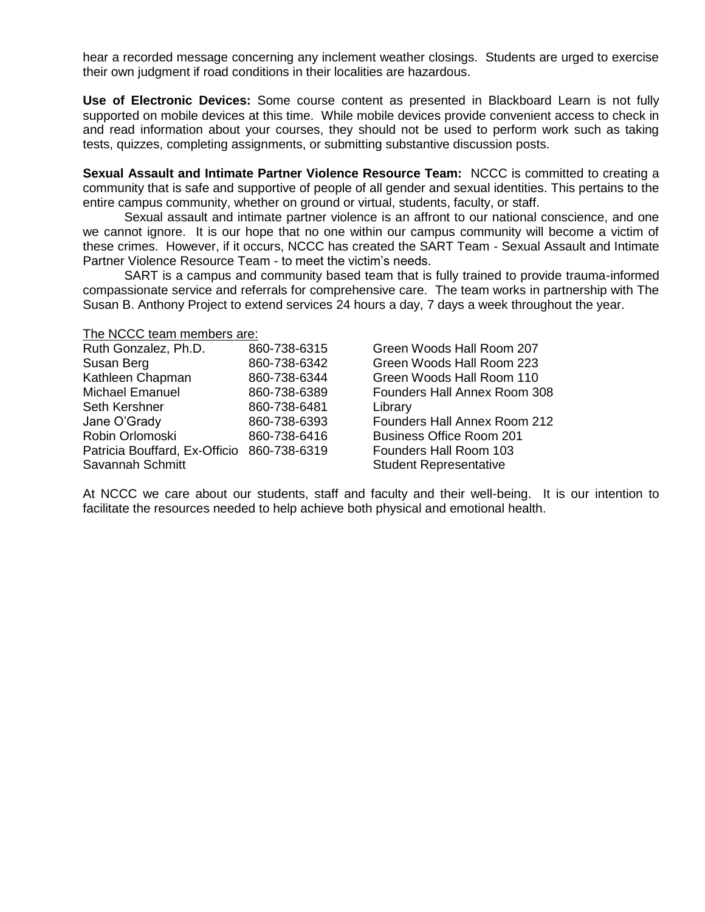hear a recorded message concerning any inclement weather closings. Students are urged to exercise their own judgment if road conditions in their localities are hazardous.

**Use of Electronic Devices:** Some course content as presented in Blackboard Learn is not fully supported on mobile devices at this time. While mobile devices provide convenient access to check in and read information about your courses, they should not be used to perform work such as taking tests, quizzes, completing assignments, or submitting substantive discussion posts.

**Sexual Assault and Intimate Partner Violence Resource Team:** NCCC is committed to creating a community that is safe and supportive of people of all gender and sexual identities. This pertains to the entire campus community, whether on ground or virtual, students, faculty, or staff.

Sexual assault and intimate partner violence is an affront to our national conscience, and one we cannot ignore. It is our hope that no one within our campus community will become a victim of these crimes. However, if it occurs, NCCC has created the SART Team - Sexual Assault and Intimate Partner Violence Resource Team - to meet the victim's needs.

SART is a campus and community based team that is fully trained to provide trauma-informed compassionate service and referrals for comprehensive care. The team works in partnership with The Susan B. Anthony Project to extend services 24 hours a day, 7 days a week throughout the year.

The NCCC team members are:

| | | |
|---|---|---|
| Ruth Gonzalez, Ph.D. | 860-738-6315 | Green Woods Hall Room 207 |
| Susan Berg | 860-738-6342 | Green Woods Hall Room 223 |
| Kathleen Chapman | 860-738-6344 | Green Woods Hall Room 110 |
| Michael Emanuel | 860-738-6389 | Founders Hall Annex Room 308 |
| Seth Kershner | 860-738-6481 | Library |
| Jane O'Grady | 860-738-6393 | Founders Hall Annex Room 212 |
| Robin Orlomoski | 860-738-6416 | Business Office Room 201 |
| Patricia Bouffard, Ex-Officio | 860-738-6319 | Founders Hall Room 103 |
| Savannah Schmitt | | Student Representative |

At NCCC we care about our students, staff and faculty and their well-being. It is our intention to facilitate the resources needed to help achieve both physical and emotional health.